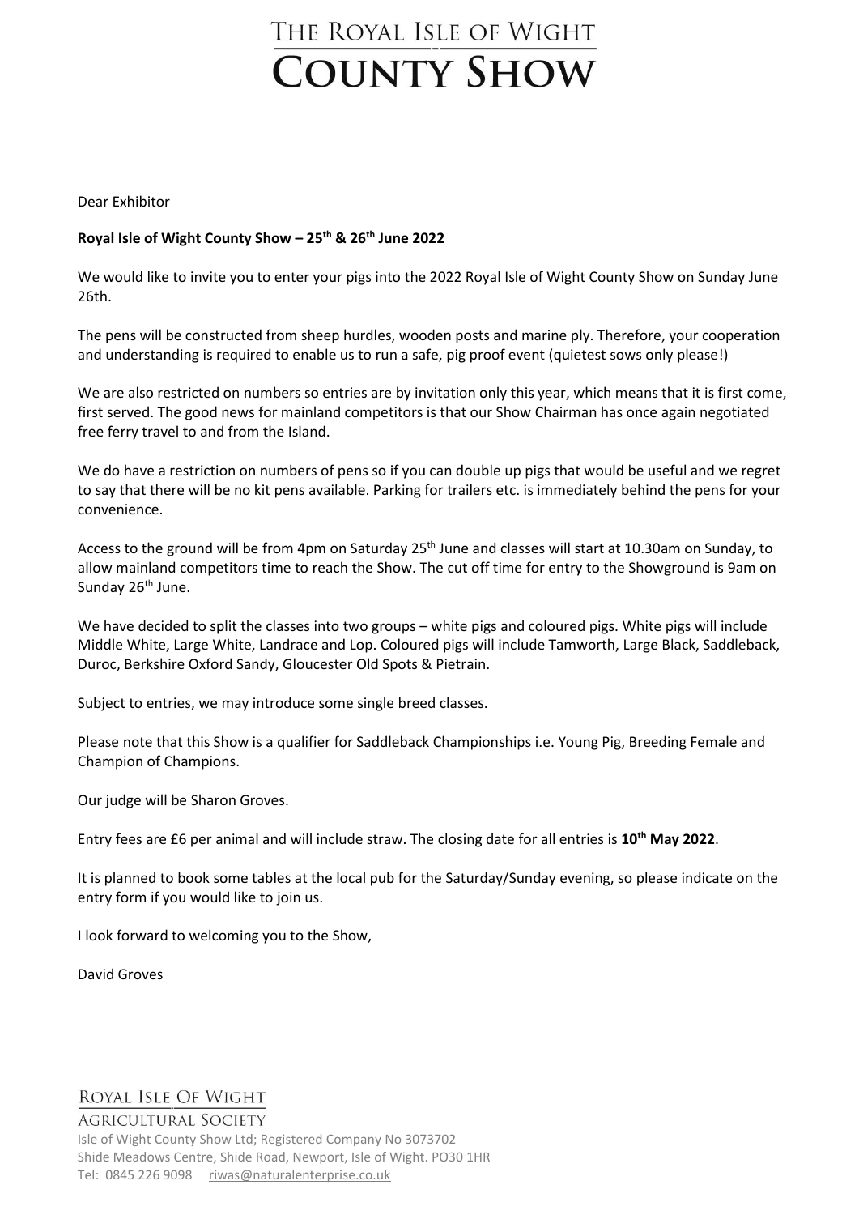# THE ROYAL ISLE OF WIGHT COUNTY SHOW

Dear Exhibitor

**Royal Isle of Wight County Show – 25th & 26th June 2022**

We would like to invite you to enter your pigs into the 2022 Royal Isle of Wight County Show on Sunday June 26th.

The pens will be constructed from sheep hurdles, wooden posts and marine ply. Therefore, your cooperation and understanding is required to enable us to run a safe, pig proof event (quietest sows only please!)

We are also restricted on numbers so entries are by invitation only this year, which means that it is first come, first served. The good news for mainland competitors is that our Show Chairman has once again negotiated free ferry travel to and from the Island.

We do have a restriction on numbers of pens so if you can double up pigs that would be useful and we regret to say that there will be no kit pens available. Parking for trailers etc. is immediately behind the pens for your convenience.

Access to the ground will be from 4pm on Saturday 25th June and classes will start at 10.30am on Sunday, to allow mainland competitors time to reach the Show. The cut off time for entry to the Showground is 9am on Sunday 26th June.

We have decided to split the classes into two groups – white pigs and coloured pigs. White pigs will include Middle White, Large White, Landrace and Lop. Coloured pigs will include Tamworth, Large Black, Saddleback, Duroc, Berkshire Oxford Sandy, Gloucester Old Spots & Pietrain.

Subject to entries, we may introduce some single breed classes.

Please note that this Show is a qualifier for Saddleback Championships i.e. Young Pig, Breeding Female and Champion of Champions.

Our judge will be Sharon Groves.

Entry fees are £6 per animal and will include straw. The closing date for all entries is **10th May 2022**.

It is planned to book some tables at the local pub for the Saturday/Sunday evening, so please indicate on the entry form if you would like to join us.

I look forward to welcoming you to the Show,

David Groves

ROYAL ISLE OF WIGHT AGRICULTURAL SOCIETY
Isle of Wight County Show Ltd; Registered Company No 3073702
Shide Meadows Centre, Shide Road, Newport, Isle of Wight. PO30 1HR
Tel: 0845 226 9098 riwas@naturalenterprise.co.uk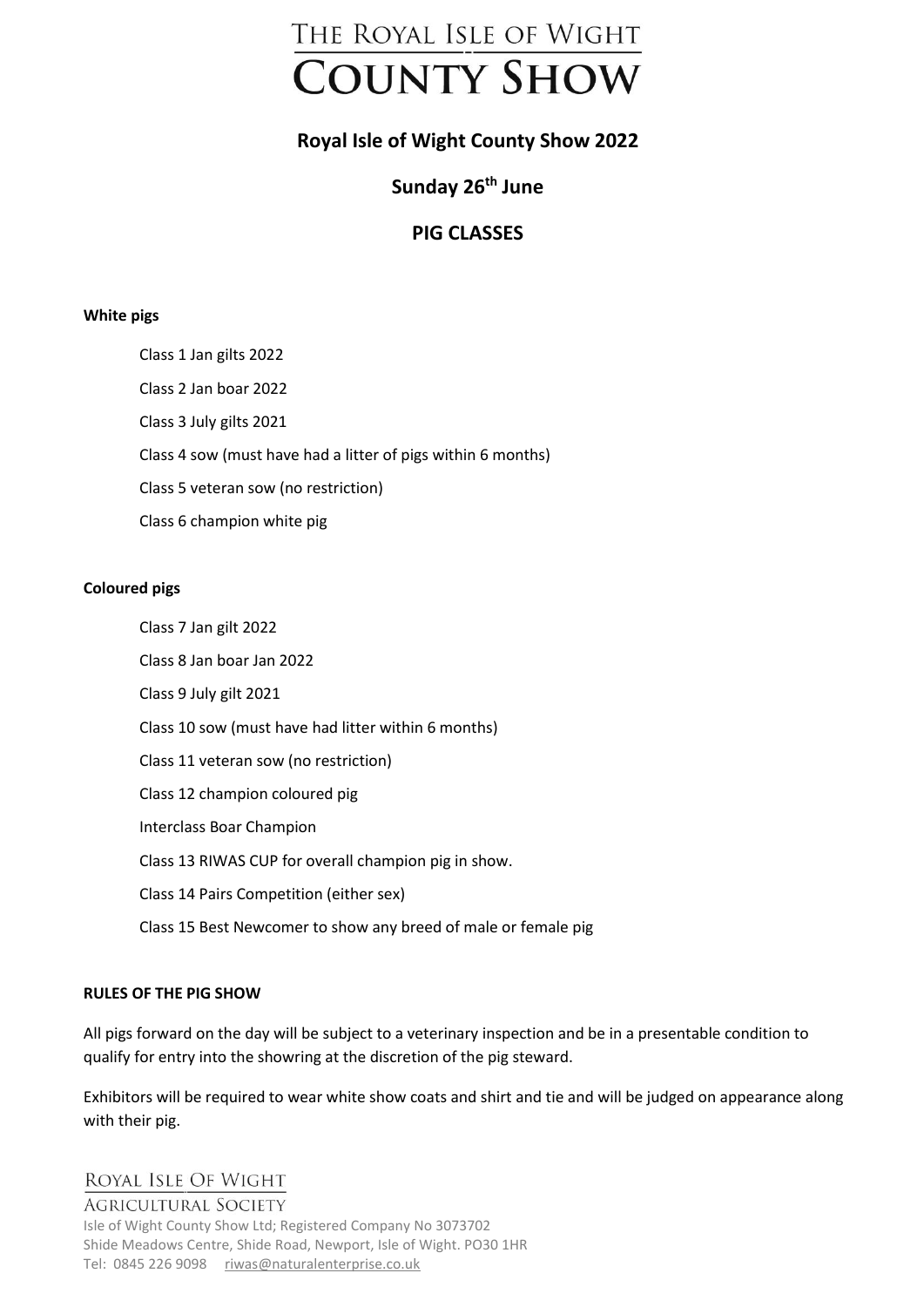# THE ROYAL ISLE OF WIGHT COUNTY SHOW

## Royal Isle of Wight County Show 2022

## Sunday 26th June

## PIG CLASSES

**White pigs**

Class 1 Jan gilts 2022

Class 2 Jan boar 2022

Class 3 July gilts 2021

Class 4 sow (must have had a litter of pigs within 6 months)

Class 5 veteran sow (no restriction)

Class 6 champion white pig

**Coloured pigs**

Class 7 Jan gilt 2022

Class 8 Jan boar Jan 2022

Class 9 July gilt 2021

Class 10 sow (must have had litter within 6 months)

Class 11 veteran sow (no restriction)

Class 12 champion coloured pig

Interclass Boar Champion

Class 13 RIWAS CUP for overall champion pig in show.

Class 14 Pairs Competition (either sex)

Class 15 Best Newcomer to show any breed of male or female pig

**RULES OF THE PIG SHOW**

All pigs forward on the day will be subject to a veterinary inspection and be in a presentable condition to qualify for entry into the showring at the discretion of the pig steward.

Exhibitors will be required to wear white show coats and shirt and tie and will be judged on appearance along with their pig.

ROYAL ISLE OF WIGHT
AGRICULTURAL SOCIETY
Isle of Wight County Show Ltd; Registered Company No 3073702
Shide Meadows Centre, Shide Road, Newport, Isle of Wight. PO30 1HR
Tel: 0845 226 9098 riwas@naturalenterprise.co.uk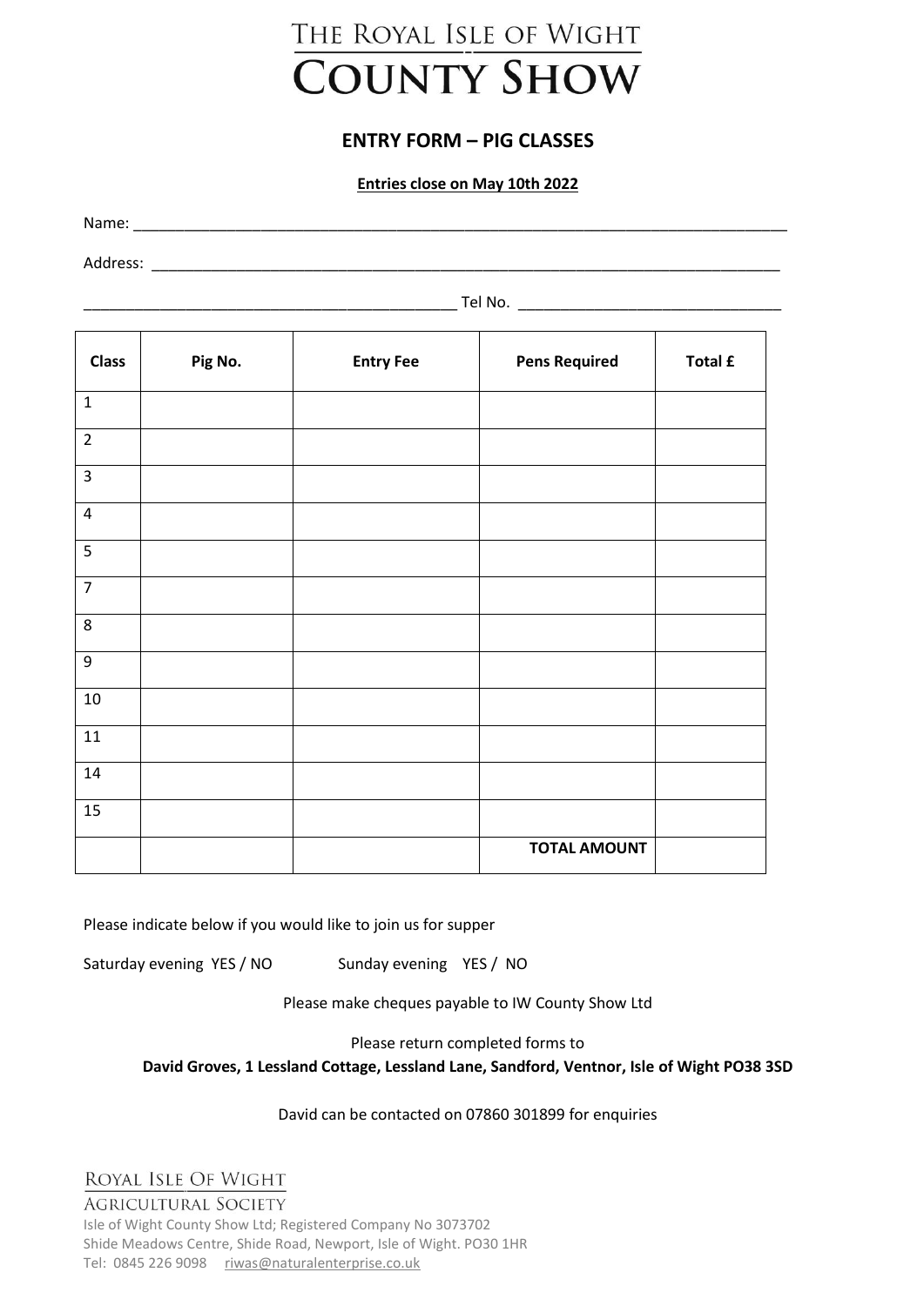# THE ROYAL ISLE OF WIGHT COUNTY SHOW

## ENTRY FORM – PIG CLASSES

**Entries close on May 10th 2022**

Name: ___________________________________________________________________________

Address: ________________________________________________________________________

____________________________________________ Tel No. ______________________________

| Class | Pig No. | Entry Fee | Pens Required | Total £ |
|---|---|---|---|---|
| 1 | | | | |
| 2 | | | | |
| 3 | | | | |
| 4 | | | | |
| 5 | | | | |
| 7 | | | | |
| 8 | | | | |
| 9 | | | | |
| 10 | | | | |
| 11 | | | | |
| 14 | | | | |
| 15 | | | | |
| | | | **TOTAL AMOUNT** | |

Please indicate below if you would like to join us for supper

Saturday evening YES / NO Sunday evening YES / NO

Please make cheques payable to IW County Show Ltd

Please return completed forms to

**David Groves, 1 Lessland Cottage, Lessland Lane, Sandford, Ventnor, Isle of Wight PO38 3SD**

David can be contacted on 07860 301899 for enquiries

ROYAL ISLE OF WIGHT
AGRICULTURAL SOCIETY
Isle of Wight County Show Ltd; Registered Company No 3073702
Shide Meadows Centre, Shide Road, Newport, Isle of Wight. PO30 1HR
Tel: 0845 226 9098 riwas@naturalenterprise.co.uk